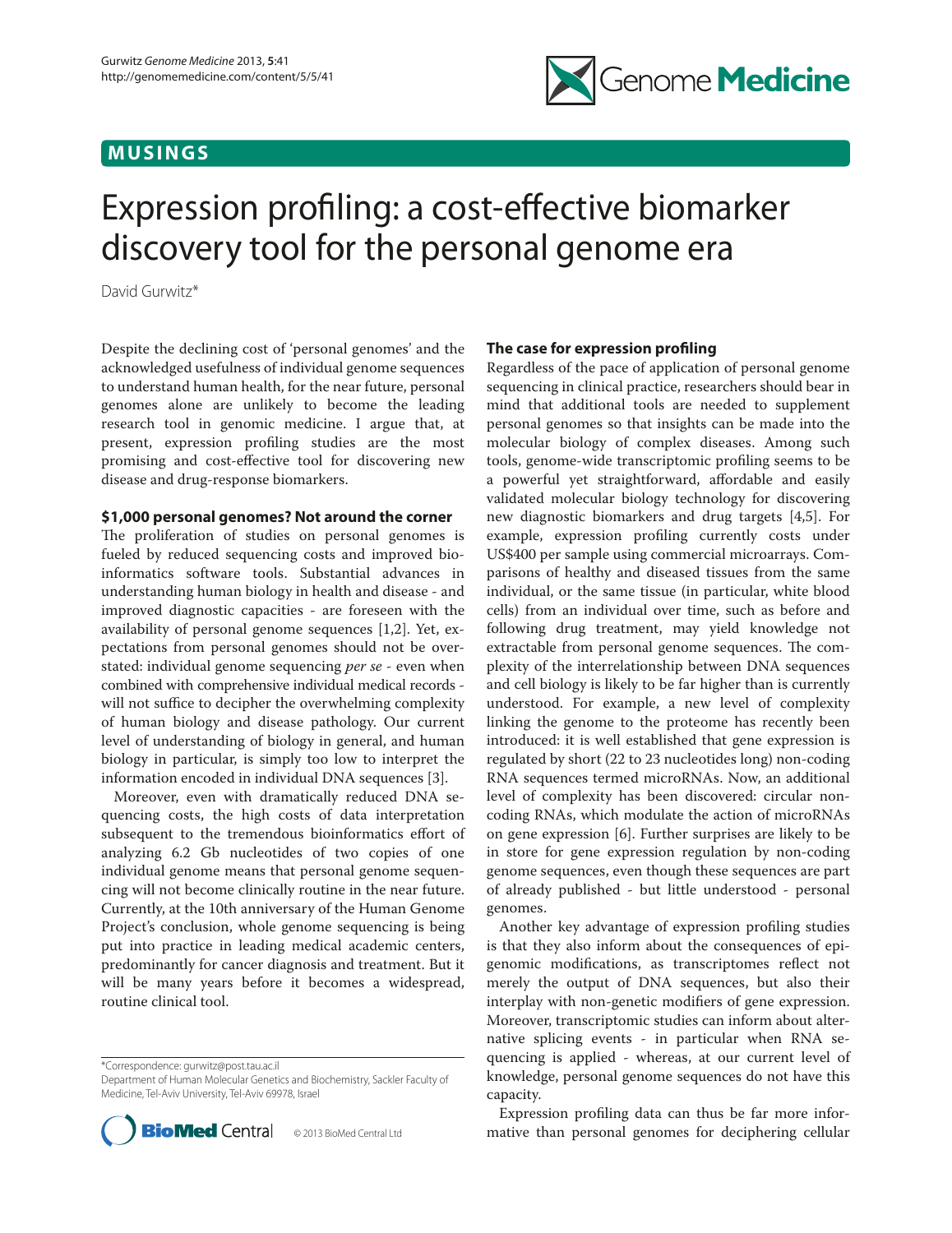**MUSINGS**

# Expression profiling: a cost-effective biomarker discovery tool for the personal genome era

David Gurwitz*

Despite the declining cost of 'personal genomes' and the acknowledged usefulness of individual genome sequences to understand human health, for the near future, personal genomes alone are unlikely to become the leading research tool in genomic medicine. I argue that, at present, expression profiling studies are the most promising and cost-effective tool for discovering new disease and drug-response biomarkers.

## $1,000 personal genomes? Not around the corner

The proliferation of studies on personal genomes is fueled by reduced sequencing costs and improved bioinformatics software tools. Substantial advances in understanding human biology in health and disease - and improved diagnostic capacities - are foreseen with the availability of personal genome sequences [1,2]. Yet, expectations from personal genomes should not be overstated: individual genome sequencing *per se* - even when combined with comprehensive individual medical records - will not suffice to decipher the overwhelming complexity of human biology and disease pathology. Our current level of understanding of biology in general, and human biology in particular, is simply too low to interpret the information encoded in individual DNA sequences [3].

Moreover, even with dramatically reduced DNA sequencing costs, the high costs of data interpretation subsequent to the tremendous bioinformatics effort of analyzing 6.2 Gb nucleotides of two copies of one individual genome means that personal genome sequencing will not become clinically routine in the near future. Currently, at the 10th anniversary of the Human Genome Project's conclusion, whole genome sequencing is being put into practice in leading medical academic centers, predominantly for cancer diagnosis and treatment. But it will be many years before it becomes a widespread, routine clinical tool.

*Correspondence: gurwitz@post.tau.ac.il
Department of Human Molecular Genetics and Biochemistry, Sackler Faculty of Medicine, Tel-Aviv University, Tel-Aviv 69978, Israel

© 2013 BioMed Central Ltd

## The case for expression profiling

Regardless of the pace of application of personal genome sequencing in clinical practice, researchers should bear in mind that additional tools are needed to supplement personal genomes so that insights can be made into the molecular biology of complex diseases. Among such tools, genome-wide transcriptomic profiling seems to be a powerful yet straightforward, affordable and easily validated molecular biology technology for discovering new diagnostic biomarkers and drug targets [4,5]. For example, expression profiling currently costs under US$400 per sample using commercial microarrays. Comparisons of healthy and diseased tissues from the same individual, or the same tissue (in particular, white blood cells) from an individual over time, such as before and following drug treatment, may yield knowledge not extractable from personal genome sequences. The complexity of the interrelationship between DNA sequences and cell biology is likely to be far higher than is currently understood. For example, a new level of complexity linking the genome to the proteome has recently been introduced: it is well established that gene expression is regulated by short (22 to 23 nucleotides long) non-coding RNA sequences termed microRNAs. Now, an additional level of complexity has been discovered: circular non-coding RNAs, which modulate the action of microRNAs on gene expression [6]. Further surprises are likely to be in store for gene expression regulation by non-coding genome sequences, even though these sequences are part of already published - but little understood - personal genomes.

Another key advantage of expression profiling studies is that they also inform about the consequences of epigenomic modifications, as transcriptomes reflect not merely the output of DNA sequences, but also their interplay with non-genetic modifiers of gene expression. Moreover, transcriptomic studies can inform about alternative splicing events - in particular when RNA sequencing is applied - whereas, at our current level of knowledge, personal genome sequences do not have this capacity.

Expression profiling data can thus be far more informative than personal genomes for deciphering cellular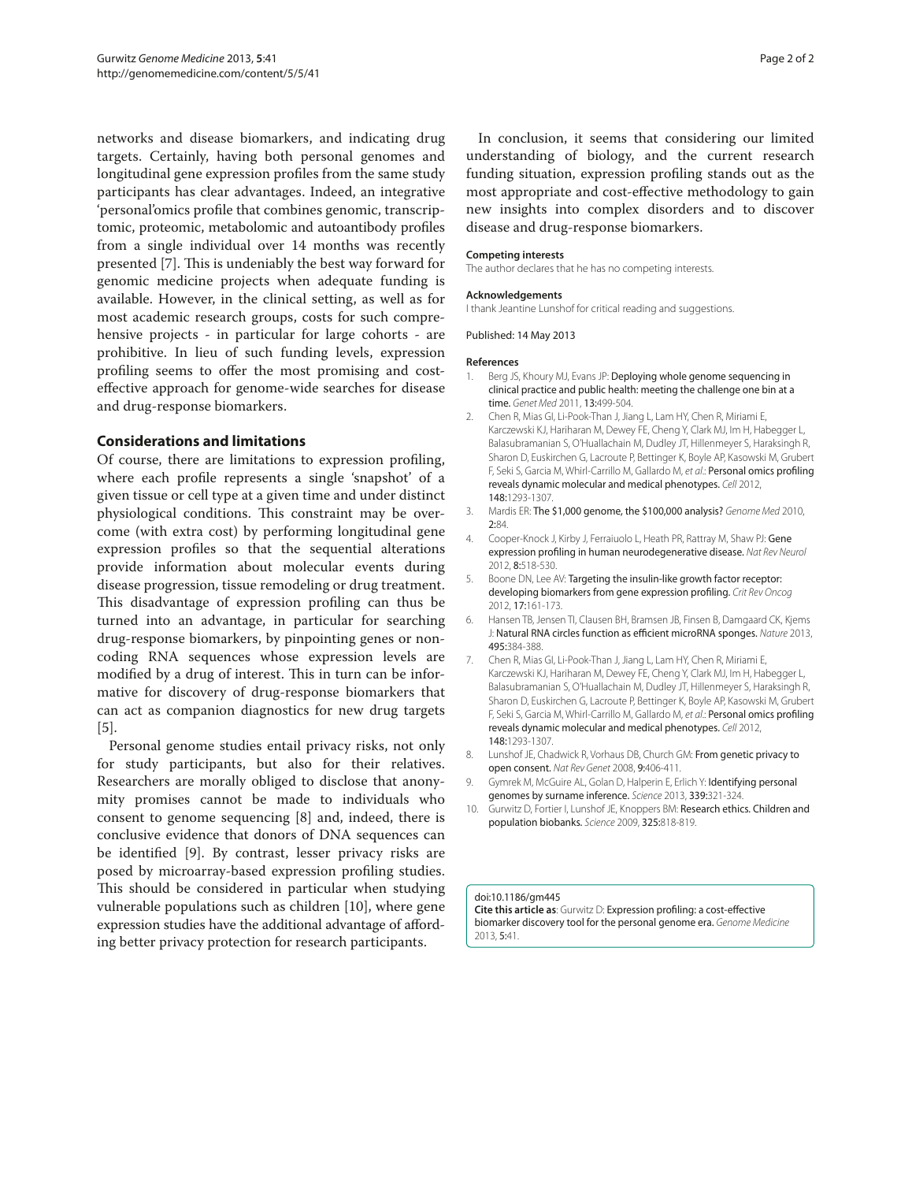networks and disease biomarkers, and indicating drug targets. Certainly, having both personal genomes and longitudinal gene expression profiles from the same study participants has clear advantages. Indeed, an integrative 'personal'omics profile that combines genomic, transcriptomic, proteomic, metabolomic and autoantibody profiles from a single individual over 14 months was recently presented [7]. This is undeniably the best way forward for genomic medicine projects when adequate funding is available. However, in the clinical setting, as well as for most academic research groups, costs for such comprehensive projects - in particular for large cohorts - are prohibitive. In lieu of such funding levels, expression profiling seems to offer the most promising and cost-effective approach for genome-wide searches for disease and drug-response biomarkers.

## Considerations and limitations

Of course, there are limitations to expression profiling, where each profile represents a single 'snapshot' of a given tissue or cell type at a given time and under distinct physiological conditions. This constraint may be overcome (with extra cost) by performing longitudinal gene expression profiles so that the sequential alterations provide information about molecular events during disease progression, tissue remodeling or drug treatment. This disadvantage of expression profiling can thus be turned into an advantage, in particular for searching drug-response biomarkers, by pinpointing genes or non-coding RNA sequences whose expression levels are modified by a drug of interest. This in turn can be informative for discovery of drug-response biomarkers that can act as companion diagnostics for new drug targets [5].

Personal genome studies entail privacy risks, not only for study participants, but also for their relatives. Researchers are morally obliged to disclose that anonymity promises cannot be made to individuals who consent to genome sequencing [8] and, indeed, there is conclusive evidence that donors of DNA sequences can be identified [9]. By contrast, lesser privacy risks are posed by microarray-based expression profiling studies. This should be considered in particular when studying vulnerable populations such as children [10], where gene expression studies have the additional advantage of affording better privacy protection for research participants.

In conclusion, it seems that considering our limited understanding of biology, and the current research funding situation, expression profiling stands out as the most appropriate and cost-effective methodology to gain new insights into complex disorders and to discover disease and drug-response biomarkers.

#### Competing interests

The author declares that he has no competing interests.

#### Acknowledgements

I thank Jeantine Lunshof for critical reading and suggestions.

Published: 14 May 2013

#### References

1. Berg JS, Khoury MJ, Evans JP: **Deploying whole genome sequencing in clinical practice and public health: meeting the challenge one bin at a time.** *Genet Med* 2011, **13**:499-504.
2. Chen R, Mias GI, Li-Pook-Than J, Jiang L, Lam HY, Chen R, Miriami E, Karczewski KJ, Hariharan M, Dewey FE, Cheng Y, Clark MJ, Im H, Habegger L, Balasubramanian S, O'Huallachain M, Dudley JT, Hillenmeyer S, Haraksingh R, Sharon D, Euskirchen G, Lacroute P, Bettinger K, Boyle AP, Kasowski M, Grubert F, Seki S, Garcia M, Whirl-Carrillo M, Gallardo M, *et al.*: **Personal omics profiling reveals dynamic molecular and medical phenotypes.** *Cell* 2012, **148**:1293-1307.
3. Mardis ER: **The $1,000 genome, the $100,000 analysis?** *Genome Med* 2010, **2**:84.
4. Cooper-Knock J, Kirby J, Ferraiuolo L, Heath PR, Rattray M, Shaw PJ: **Gene expression profiling in human neurodegenerative disease.** *Nat Rev Neurol* 2012, **8**:518-530.
5. Boone DN, Lee AV: **Targeting the insulin-like growth factor receptor: developing biomarkers from gene expression profiling.** *Crit Rev Oncog* 2012, **17**:161-173.
6. Hansen TB, Jensen TI, Clausen BH, Bramsen JB, Finsen B, Damgaard CK, Kjems J: **Natural RNA circles function as efficient microRNA sponges.** *Nature* 2013, **495**:384-388.
7. Chen R, Mias GI, Li-Pook-Than J, Jiang L, Lam HY, Chen R, Miriami E, Karczewski KJ, Hariharan M, Dewey FE, Cheng Y, Clark MJ, Im H, Habegger L, Balasubramanian S, O'Huallachain M, Dudley JT, Hillenmeyer S, Haraksingh R, Sharon D, Euskirchen G, Lacroute P, Bettinger K, Boyle AP, Kasowski M, Grubert F, Seki S, Garcia M, Whirl-Carrillo M, Gallardo M, *et al.*: **Personal omics profiling reveals dynamic molecular and medical phenotypes.** *Cell* 2012, **148**:1293-1307.
8. Lunshof JE, Chadwick R, Vorhaus DB, Church GM: **From genetic privacy to open consent.** *Nat Rev Genet* 2008, **9**:406-411.
9. Gymrek M, McGuire AL, Golan D, Halperin E, Erlich Y: **Identifying personal genomes by surname inference.** *Science* 2013, **339**:321-324.
10. Gurwitz D, Fortier I, Lunshof JE, Knoppers BM: **Research ethics. Children and population biobanks.** *Science* 2009, **325**:818-819.

doi:10.1186/gm445
**Cite this article as**: Gurwitz D: Expression profiling: a cost-effective biomarker discovery tool for the personal genome era. *Genome Medicine* 2013, **5**:41.